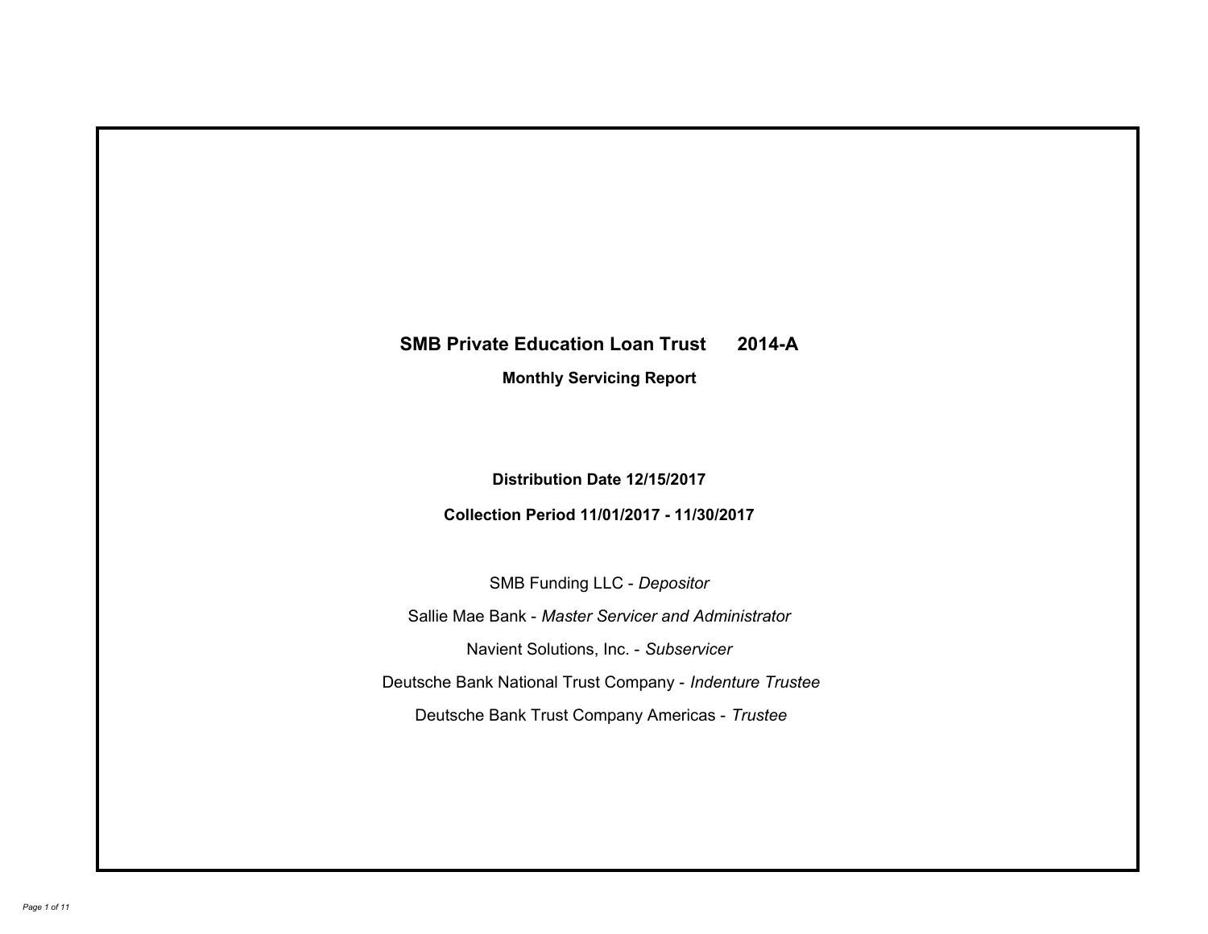# SMB Private Education Loan Trust 2014-A

## Monthly Servicing Report

**Distribution Date 12/15/2017**

**Collection Period 11/01/2017 - 11/30/2017**

SMB Funding LLC - *Depositor*

Sallie Mae Bank - *Master Servicer and Administrator*

Navient Solutions, Inc. - *Subservicer*

Deutsche Bank National Trust Company - *Indenture Trustee*

Deutsche Bank Trust Company Americas - *Trustee*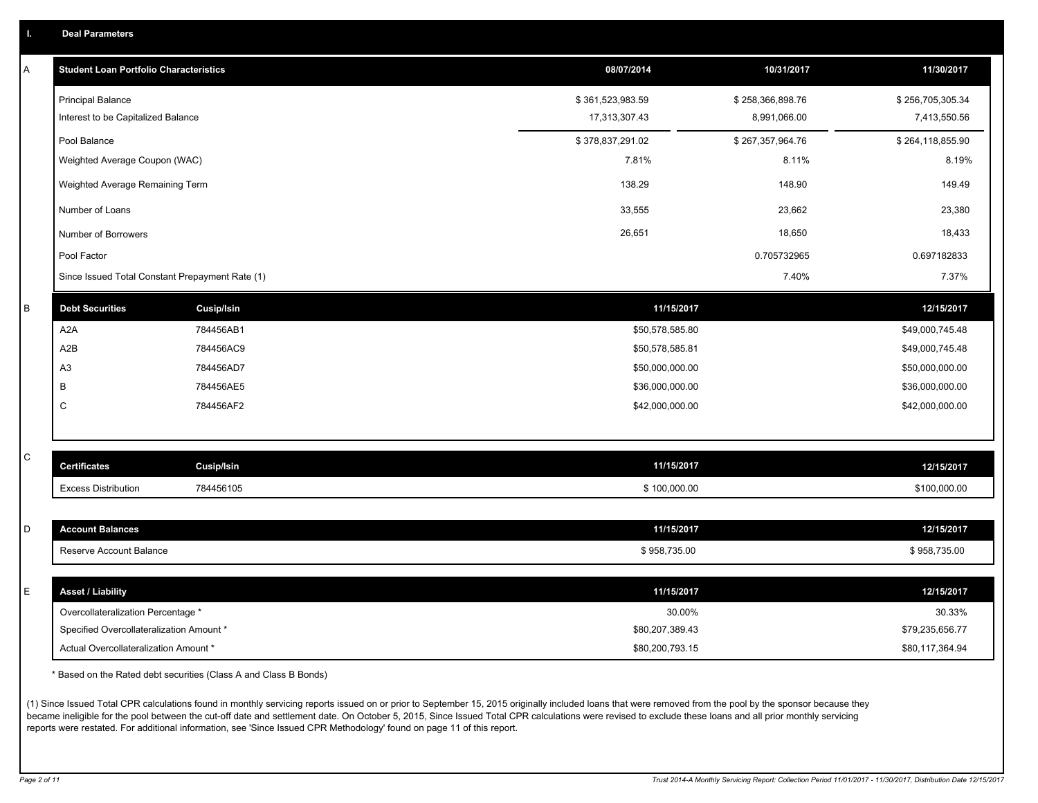## I. Deal Parameters

### A

| Student Loan Portfolio Characteristics | 08/07/2014 | 10/31/2017 | 11/30/2017 |
|---|---|---|---|
| Principal Balance | $ 361,523,983.59 | $ 258,366,898.76 | $ 256,705,305.34 |
| Interest to be Capitalized Balance | 17,313,307.43 | 8,991,066.00 | 7,413,550.56 |
| Pool Balance | $ 378,837,291.02 | $ 267,357,964.76 | $ 264,118,855.90 |
| Weighted Average Coupon (WAC) | 7.81% | 8.11% | 8.19% |
| Weighted Average Remaining Term | 138.29 | 148.90 | 149.49 |
| Number of Loans | 33,555 | 23,662 | 23,380 |
| Number of Borrowers | 26,651 | 18,650 | 18,433 |
| Pool Factor | | 0.705732965 | 0.697182833 |
| Since Issued Total Constant Prepayment Rate (1) | | 7.40% | 7.37% |

### B

| Debt Securities | Cusip/Isin | 11/15/2017 | 12/15/2017 |
|---|---|---|---|
| A2A | 784456AB1 | $50,578,585.80 | $49,000,745.48 |
| A2B | 784456AC9 | $50,578,585.81 | $49,000,745.48 |
| A3 | 784456AD7 | $50,000,000.00 | $50,000,000.00 |
| B | 784456AE5 | $36,000,000.00 | $36,000,000.00 |
| C | 784456AF2 | $42,000,000.00 | $42,000,000.00 |

### C

| Certificates | Cusip/Isin | 11/15/2017 | 12/15/2017 |
|---|---|---|---|
| Excess Distribution | 784456105 | $ 100,000.00 | $100,000.00 |

### D

| Account Balances | 11/15/2017 | 12/15/2017 |
|---|---|---|
| Reserve Account Balance | $ 958,735.00 | $ 958,735.00 |

### E

| Asset / Liability | 11/15/2017 | 12/15/2017 |
|---|---|---|
| Overcollateralization Percentage * | 30.00% | 30.33% |
| Specified Overcollateralization Amount * | $80,207,389.43 | $79,235,656.77 |
| Actual Overcollateralization Amount * | $80,200,793.15 | $80,117,364.94 |

* Based on the Rated debt securities (Class A and Class B Bonds)

(1) Since Issued Total CPR calculations found in monthly servicing reports issued on or prior to September 15, 2015 originally included loans that were removed from the pool by the sponsor because they became ineligible for the pool between the cut-off date and settlement date. On October 5, 2015, Since Issued Total CPR calculations were revised to exclude these loans and all prior monthly servicing reports were restated. For additional information, see 'Since Issued CPR Methodology' found on page 11 of this report.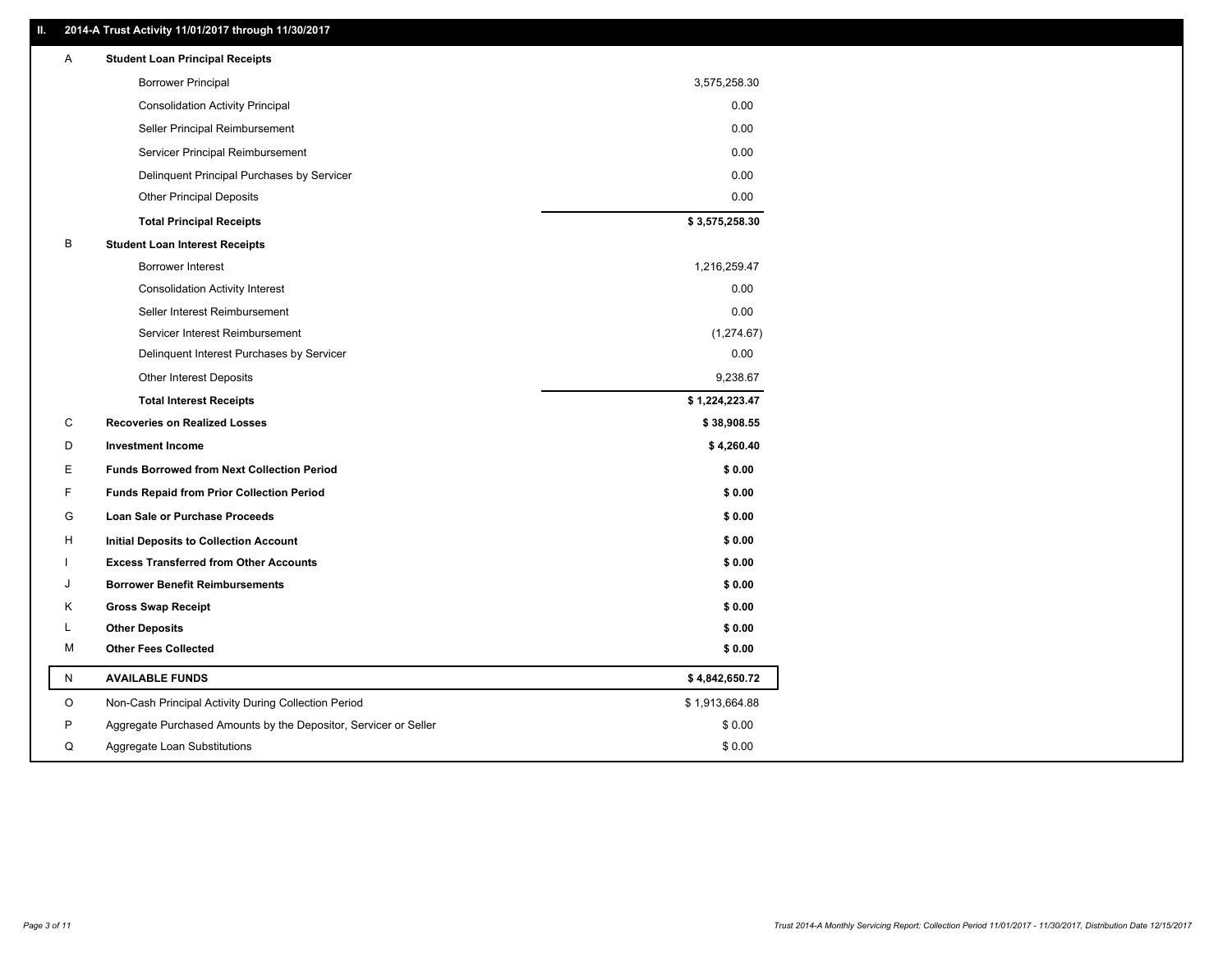## II. 2014-A Trust Activity 11/01/2017 through 11/30/2017

| | | |
|---|---|---|
| A | **Student Loan Principal Receipts** | |
| | Borrower Principal | 3,575,258.30 |
| | Consolidation Activity Principal | 0.00 |
| | Seller Principal Reimbursement | 0.00 |
| | Servicer Principal Reimbursement | 0.00 |
| | Delinquent Principal Purchases by Servicer | 0.00 |
| | Other Principal Deposits | 0.00 |
| | **Total Principal Receipts** | **$ 3,575,258.30** |
| B | **Student Loan Interest Receipts** | |
| | Borrower Interest | 1,216,259.47 |
| | Consolidation Activity Interest | 0.00 |
| | Seller Interest Reimbursement | 0.00 |
| | Servicer Interest Reimbursement | (1,274.67) |
| | Delinquent Interest Purchases by Servicer | 0.00 |
| | Other Interest Deposits | 9,238.67 |
| | **Total Interest Receipts** | **$ 1,224,223.47** |
| C | **Recoveries on Realized Losses** | **$ 38,908.55** |
| D | **Investment Income** | **$ 4,260.40** |
| E | **Funds Borrowed from Next Collection Period** | **$ 0.00** |
| F | **Funds Repaid from Prior Collection Period** | **$ 0.00** |
| G | **Loan Sale or Purchase Proceeds** | **$ 0.00** |
| H | **Initial Deposits to Collection Account** | **$ 0.00** |
| I | **Excess Transferred from Other Accounts** | **$ 0.00** |
| J | **Borrower Benefit Reimbursements** | **$ 0.00** |
| K | **Gross Swap Receipt** | **$ 0.00** |
| L | **Other Deposits** | **$ 0.00** |
| M | **Other Fees Collected** | **$ 0.00** |
| N | **AVAILABLE FUNDS** | **$ 4,842,650.72** |
| O | Non-Cash Principal Activity During Collection Period | $ 1,913,664.88 |
| P | Aggregate Purchased Amounts by the Depositor, Servicer or Seller | $ 0.00 |
| Q | Aggregate Loan Substitutions | $ 0.00 |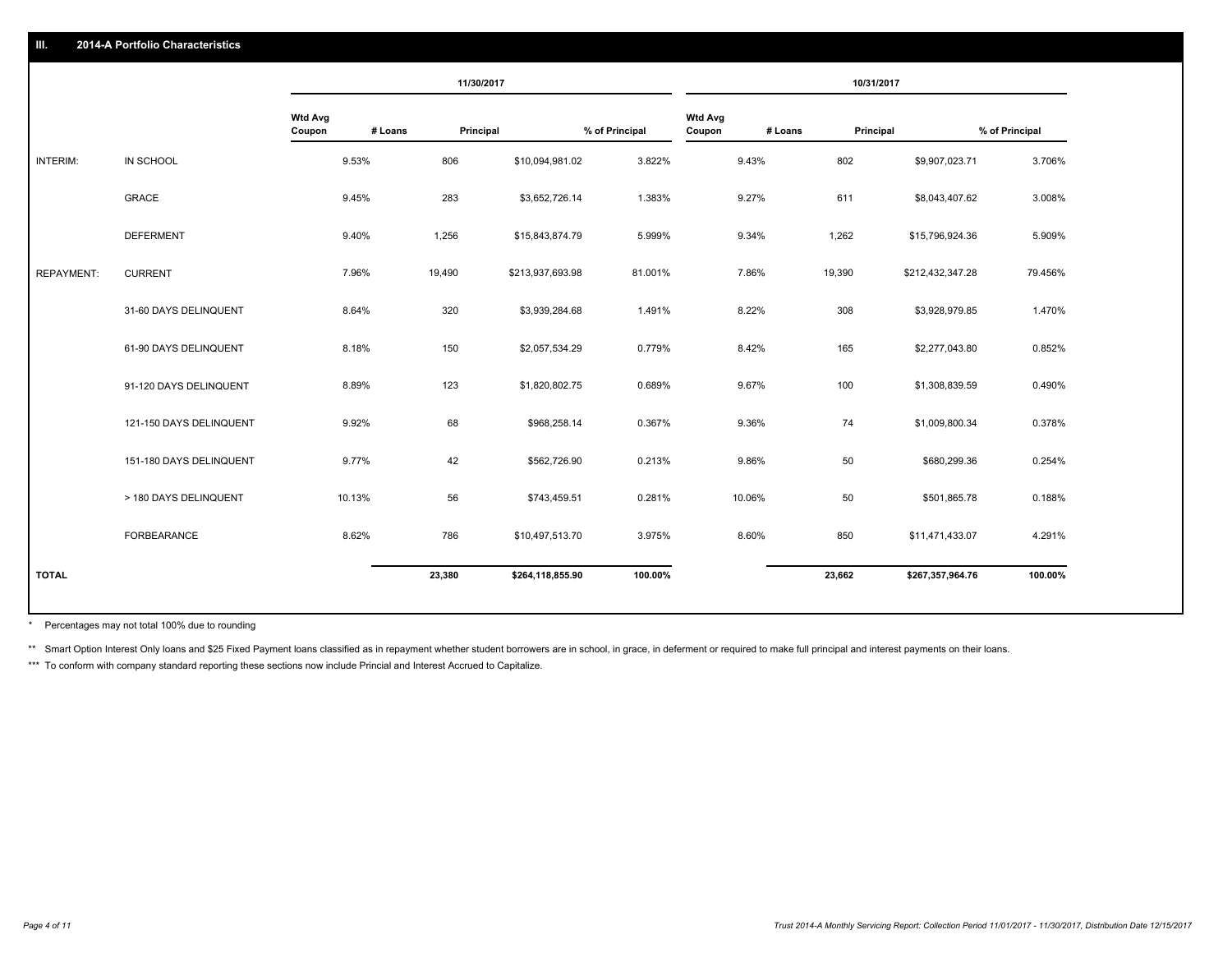## III. 2014-A Portfolio Characteristics

| | | 11/30/2017 | | | | 10/31/2017 | | | |
|---|---|---|---|---|---|---|---|---|---|
| | | Wtd Avg Coupon | # Loans | Principal | % of Principal | Wtd Avg Coupon | # Loans | Principal | % of Principal |
| INTERIM: | IN SCHOOL | 9.53% | 806 | $10,094,981.02 | 3.822% | 9.43% | 802 | $9,907,023.71 | 3.706% |
| | GRACE | 9.45% | 283 | $3,652,726.14 | 1.383% | 9.27% | 611 | $8,043,407.62 | 3.008% |
| | DEFERMENT | 9.40% | 1,256 | $15,843,874.79 | 5.999% | 9.34% | 1,262 | $15,796,924.36 | 5.909% |
| REPAYMENT: | CURRENT | 7.96% | 19,490 | $213,937,693.98 | 81.001% | 7.86% | 19,390 | $212,432,347.28 | 79.456% |
| | 31-60 DAYS DELINQUENT | 8.64% | 320 | $3,939,284.68 | 1.491% | 8.22% | 308 | $3,928,979.85 | 1.470% |
| | 61-90 DAYS DELINQUENT | 8.18% | 150 | $2,057,534.29 | 0.779% | 8.42% | 165 | $2,277,043.80 | 0.852% |
| | 91-120 DAYS DELINQUENT | 8.89% | 123 | $1,820,802.75 | 0.689% | 9.67% | 100 | $1,308,839.59 | 0.490% |
| | 121-150 DAYS DELINQUENT | 9.92% | 68 | $968,258.14 | 0.367% | 9.36% | 74 | $1,009,800.34 | 0.378% |
| | 151-180 DAYS DELINQUENT | 9.77% | 42 | $562,726.90 | 0.213% | 9.86% | 50 | $680,299.36 | 0.254% |
| | > 180 DAYS DELINQUENT | 10.13% | 56 | $743,459.51 | 0.281% | 10.06% | 50 | $501,865.78 | 0.188% |
| | FORBEARANCE | 8.62% | 786 | $10,497,513.70 | 3.975% | 8.60% | 850 | $11,471,433.07 | 4.291% |
| **TOTAL** | | | **23,380** | **$264,118,855.90** | **100.00%** | | **23,662** | **$267,357,964.76** | **100.00%** |

\* Percentages may not total 100% due to rounding

** Smart Option Interest Only loans and $25 Fixed Payment loans classified as in repayment whether student borrowers are in school, in grace, in deferment or required to make full principal and interest payments on their loans.

*** To conform with company standard reporting these sections now include Princial and Interest Accrued to Capitalize.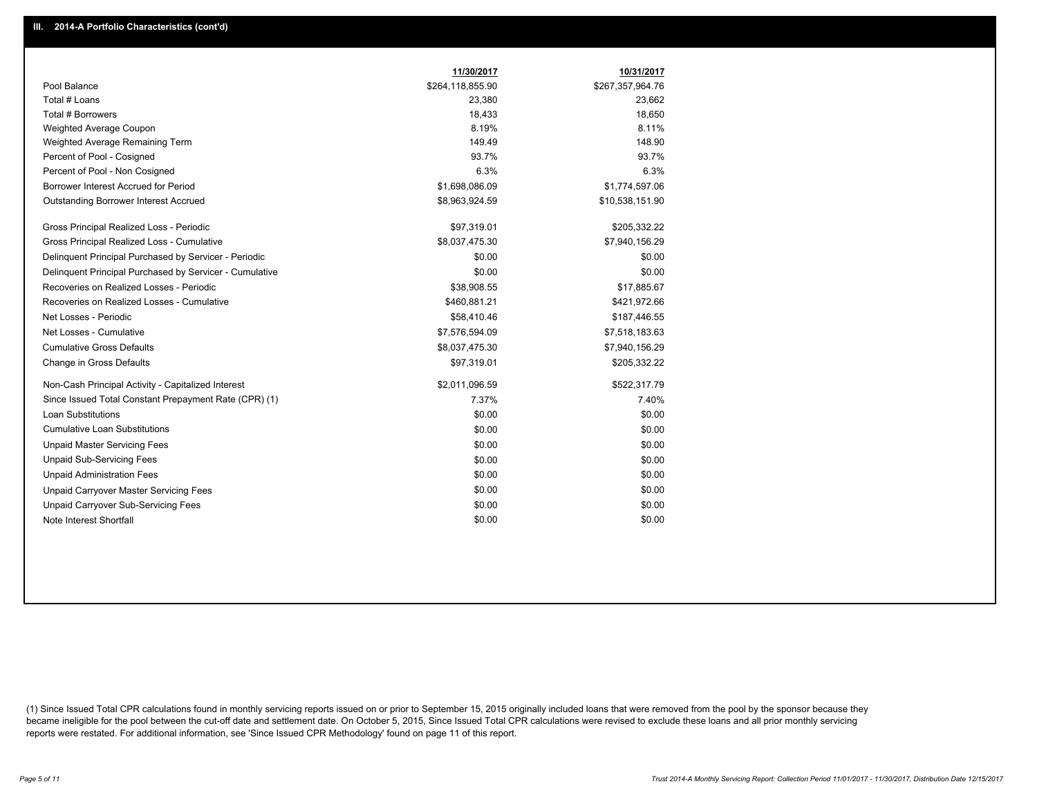## III. 2014-A Portfolio Characteristics (cont'd)

| | 11/30/2017 | 10/31/2017 |
|---|---|---|
| Pool Balance | $264,118,855.90 | $267,357,964.76 |
| Total # Loans | 23,380 | 23,662 |
| Total # Borrowers | 18,433 | 18,650 |
| Weighted Average Coupon | 8.19% | 8.11% |
| Weighted Average Remaining Term | 149.49 | 148.90 |
| Percent of Pool - Cosigned | 93.7% | 93.7% |
| Percent of Pool - Non Cosigned | 6.3% | 6.3% |
| Borrower Interest Accrued for Period | $1,698,086.09 | $1,774,597.06 |
| Outstanding Borrower Interest Accrued | $8,963,924.59 | $10,538,151.90 |
| Gross Principal Realized Loss - Periodic | $97,319.01 | $205,332.22 |
| Gross Principal Realized Loss - Cumulative | $8,037,475.30 | $7,940,156.29 |
| Delinquent Principal Purchased by Servicer - Periodic | $0.00 | $0.00 |
| Delinquent Principal Purchased by Servicer - Cumulative | $0.00 | $0.00 |
| Recoveries on Realized Losses - Periodic | $38,908.55 | $17,885.67 |
| Recoveries on Realized Losses - Cumulative | $460,881.21 | $421,972.66 |
| Net Losses - Periodic | $58,410.46 | $187,446.55 |
| Net Losses - Cumulative | $7,576,594.09 | $7,518,183.63 |
| Cumulative Gross Defaults | $8,037,475.30 | $7,940,156.29 |
| Change in Gross Defaults | $97,319.01 | $205,332.22 |
| Non-Cash Principal Activity - Capitalized Interest | $2,011,096.59 | $522,317.79 |
| Since Issued Total Constant Prepayment Rate (CPR) (1) | 7.37% | 7.40% |
| Loan Substitutions | $0.00 | $0.00 |
| Cumulative Loan Substitutions | $0.00 | $0.00 |
| Unpaid Master Servicing Fees | $0.00 | $0.00 |
| Unpaid Sub-Servicing Fees | $0.00 | $0.00 |
| Unpaid Administration Fees | $0.00 | $0.00 |
| Unpaid Carryover Master Servicing Fees | $0.00 | $0.00 |
| Unpaid Carryover Sub-Servicing Fees | $0.00 | $0.00 |
| Note Interest Shortfall | $0.00 | $0.00 |

(1) Since Issued Total CPR calculations found in monthly servicing reports issued on or prior to September 15, 2015 originally included loans that were removed from the pool by the sponsor because they became ineligible for the pool between the cut-off date and settlement date. On October 5, 2015, Since Issued Total CPR calculations were revised to exclude these loans and all prior monthly servicing reports were restated. For additional information, see 'Since Issued CPR Methodology' found on page 11 of this report.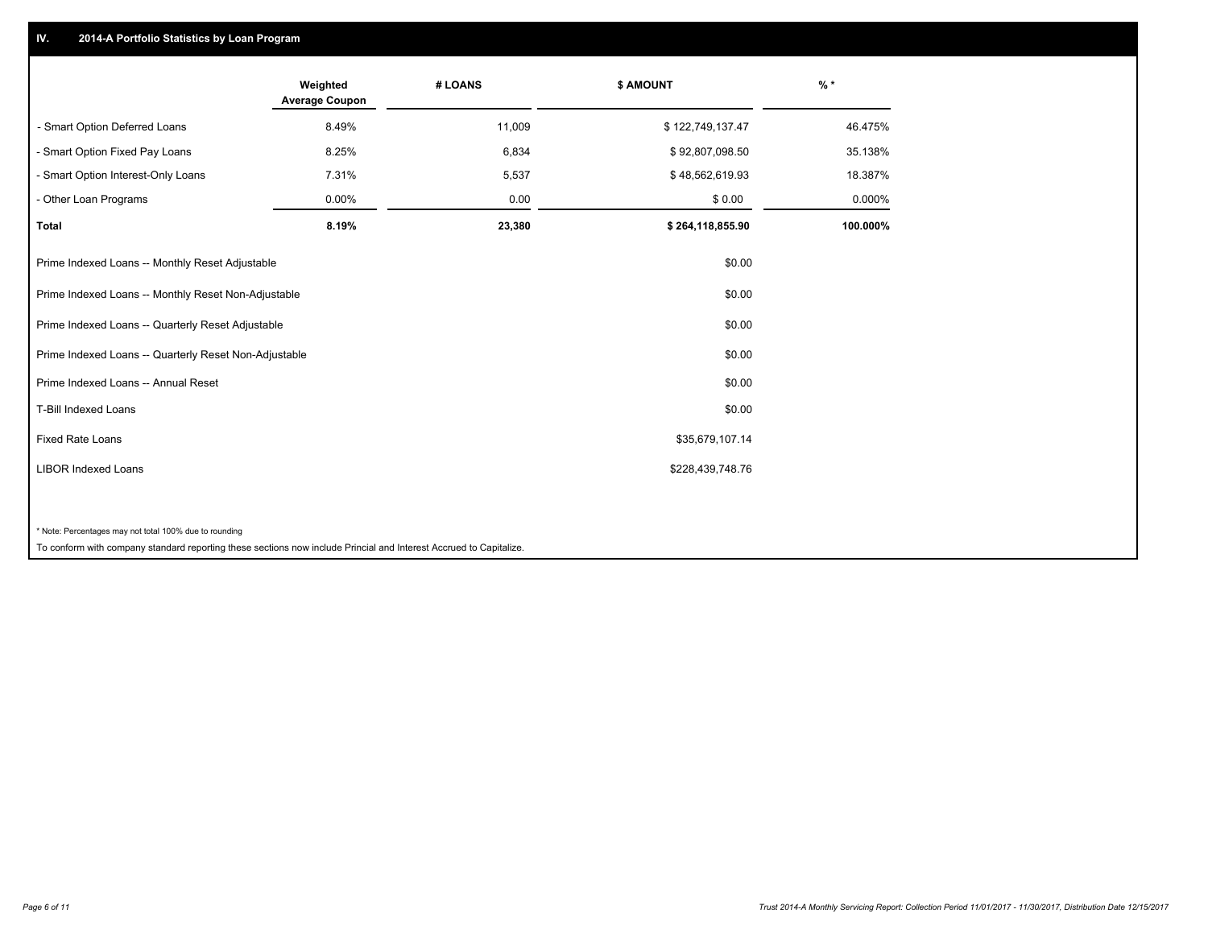## IV. 2014-A Portfolio Statistics by Loan Program

| | Weighted Average Coupon | # LOANS | $ AMOUNT | % * |
|---|---|---|---|---|
| - Smart Option Deferred Loans | 8.49% | 11,009 | $ 122,749,137.47 | 46.475% |
| - Smart Option Fixed Pay Loans | 8.25% | 6,834 | $ 92,807,098.50 | 35.138% |
| - Smart Option Interest-Only Loans | 7.31% | 5,537 | $ 48,562,619.93 | 18.387% |
| - Other Loan Programs | 0.00% | 0.00 | $ 0.00 | 0.000% |
| **Total** | **8.19%** | **23,380** | **$ 264,118,855.90** | **100.000%** |

| | |
|---|---|
| Prime Indexed Loans -- Monthly Reset Adjustable | $0.00 |
| Prime Indexed Loans -- Monthly Reset Non-Adjustable | $0.00 |
| Prime Indexed Loans -- Quarterly Reset Adjustable | $0.00 |
| Prime Indexed Loans -- Quarterly Reset Non-Adjustable | $0.00 |
| Prime Indexed Loans -- Annual Reset | $0.00 |
| T-Bill Indexed Loans | $0.00 |
| Fixed Rate Loans | $35,679,107.14 |
| LIBOR Indexed Loans | $228,439,748.76 |

* Note: Percentages may not total 100% due to rounding

To conform with company standard reporting these sections now include Princial and Interest Accrued to Capitalize.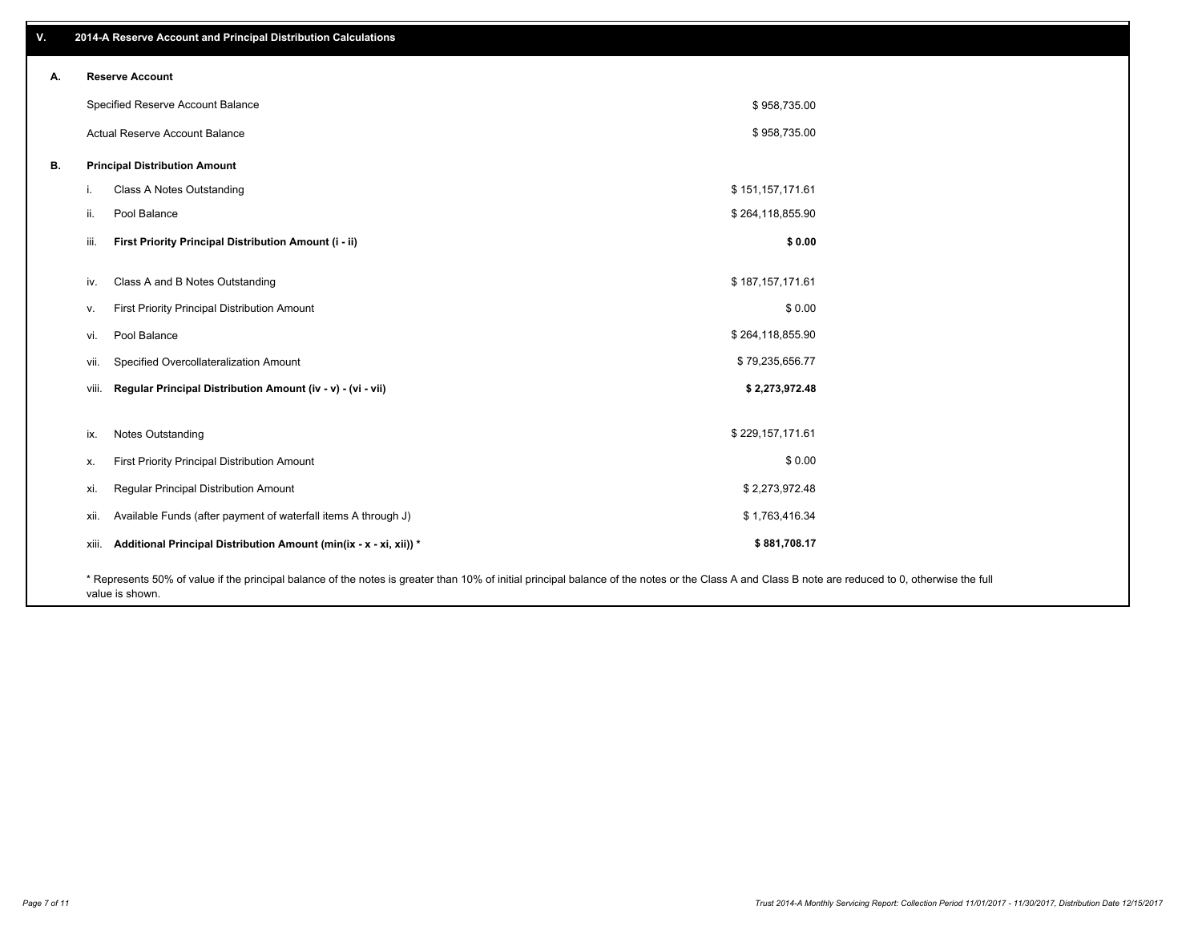## V. 2014-A Reserve Account and Principal Distribution Calculations

| | | | |
|---|---|---|---|
| **A.** | **Reserve Account** | | |
| | Specified Reserve Account Balance | | $ 958,735.00 |
| | Actual Reserve Account Balance | | $ 958,735.00 |
| **B.** | **Principal Distribution Amount** | | |
| | i. | Class A Notes Outstanding | $ 151,157,171.61 |
| | ii. | Pool Balance | $ 264,118,855.90 |
| | iii. | **First Priority Principal Distribution Amount (i - ii)** | **$ 0.00** |
| | iv. | Class A and B Notes Outstanding | $ 187,157,171.61 |
| | v. | First Priority Principal Distribution Amount | $ 0.00 |
| | vi. | Pool Balance | $ 264,118,855.90 |
| | vii. | Specified Overcollateralization Amount | $ 79,235,656.77 |
| | viii. | **Regular Principal Distribution Amount (iv - v) - (vi - vii)** | **$ 2,273,972.48** |
| | ix. | Notes Outstanding | $ 229,157,171.61 |
| | x. | First Priority Principal Distribution Amount | $ 0.00 |
| | xi. | Regular Principal Distribution Amount | $ 2,273,972.48 |
| | xii. | Available Funds (after payment of waterfall items A through J) | $ 1,763,416.34 |
| | xiii. | **Additional Principal Distribution Amount (min(ix - x - xi, xii)) *** | **$ 881,708.17** |

* Represents 50% of value if the principal balance of the notes is greater than 10% of initial principal balance of the notes or the Class A and Class B note are reduced to 0, otherwise the full value is shown.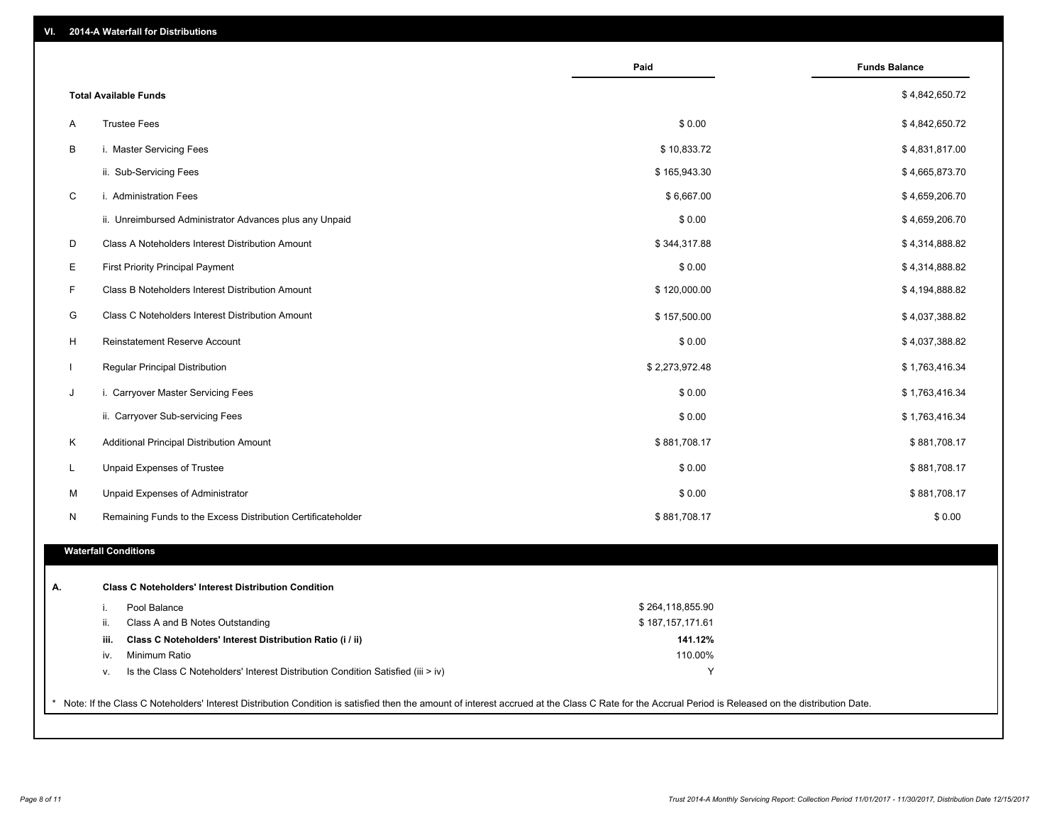## VI. 2014-A Waterfall for Distributions

| | | Paid | Funds Balance |
|---|---|---|---|
| | **Total Available Funds** | | $ 4,842,650.72 |
| A | Trustee Fees | $ 0.00 | $ 4,842,650.72 |
| B | i. Master Servicing Fees | $ 10,833.72 | $ 4,831,817.00 |
| | ii. Sub-Servicing Fees | $ 165,943.30 | $ 4,665,873.70 |
| C | i. Administration Fees | $ 6,667.00 | $ 4,659,206.70 |
| | ii. Unreimbursed Administrator Advances plus any Unpaid | $ 0.00 | $ 4,659,206.70 |
| D | Class A Noteholders Interest Distribution Amount | $ 344,317.88 | $ 4,314,888.82 |
| E | First Priority Principal Payment | $ 0.00 | $ 4,314,888.82 |
| F | Class B Noteholders Interest Distribution Amount | $ 120,000.00 | $ 4,194,888.82 |
| G | Class C Noteholders Interest Distribution Amount | $ 157,500.00 | $ 4,037,388.82 |
| H | Reinstatement Reserve Account | $ 0.00 | $ 4,037,388.82 |
| I | Regular Principal Distribution | $ 2,273,972.48 | $ 1,763,416.34 |
| J | i. Carryover Master Servicing Fees | $ 0.00 | $ 1,763,416.34 |
| | ii. Carryover Sub-servicing Fees | $ 0.00 | $ 1,763,416.34 |
| K | Additional Principal Distribution Amount | $ 881,708.17 | $ 881,708.17 |
| L | Unpaid Expenses of Trustee | $ 0.00 | $ 881,708.17 |
| M | Unpaid Expenses of Administrator | $ 0.00 | $ 881,708.17 |
| N | Remaining Funds to the Excess Distribution Certificateholder | $ 881,708.17 | $ 0.00 |

### Waterfall Conditions

**A. Class C Noteholders' Interest Distribution Condition**

| | | |
|---|---|---|
| i. | Pool Balance | $ 264,118,855.90 |
| ii. | Class A and B Notes Outstanding | $ 187,157,171.61 |
| **iii.** | **Class C Noteholders' Interest Distribution Ratio (i / ii)** | **141.12%** |
| iv. | Minimum Ratio | 110.00% |
| v. | Is the Class C Noteholders' Interest Distribution Condition Satisfied (iii > iv) | Y |

* Note: If the Class C Noteholders' Interest Distribution Condition is satisfied then the amount of interest accrued at the Class C Rate for the Accrual Period is Released on the distribution Date.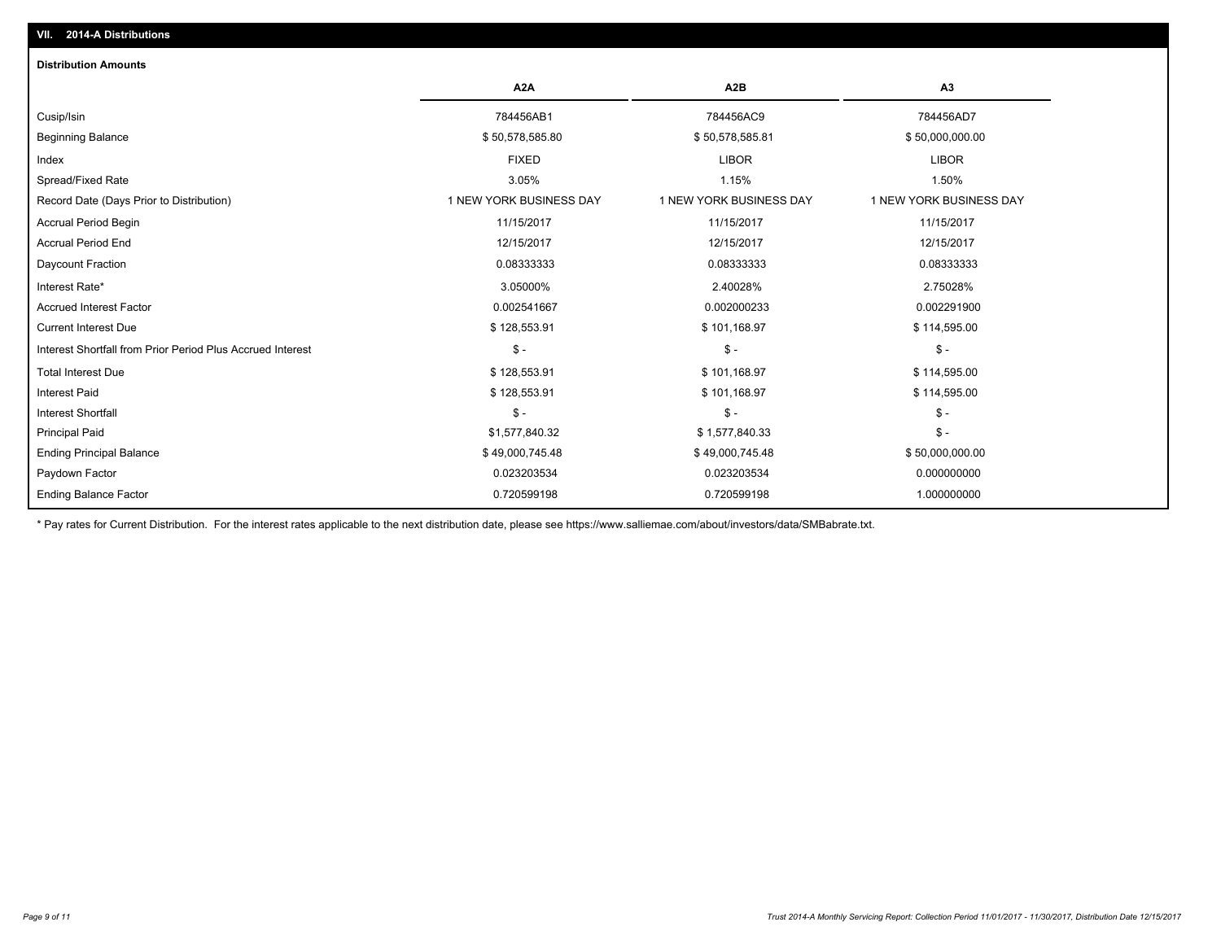## VII. 2014-A Distributions

### Distribution Amounts

| | A2A | A2B | A3 |
|---|---|---|---|
| Cusip/Isin | 784456AB1 | 784456AC9 | 784456AD7 |
| Beginning Balance | $ 50,578,585.80 | $ 50,578,585.81 | $ 50,000,000.00 |
| Index | FIXED | LIBOR | LIBOR |
| Spread/Fixed Rate | 3.05% | 1.15% | 1.50% |
| Record Date (Days Prior to Distribution) | 1 NEW YORK BUSINESS DAY | 1 NEW YORK BUSINESS DAY | 1 NEW YORK BUSINESS DAY |
| Accrual Period Begin | 11/15/2017 | 11/15/2017 | 11/15/2017 |
| Accrual Period End | 12/15/2017 | 12/15/2017 | 12/15/2017 |
| Daycount Fraction | 0.08333333 | 0.08333333 | 0.08333333 |
| Interest Rate* | 3.05000% | 2.40028% | 2.75028% |
| Accrued Interest Factor | 0.002541667 | 0.002000233 | 0.002291900 |
| Current Interest Due | $ 128,553.91 | $ 101,168.97 | $ 114,595.00 |
| Interest Shortfall from Prior Period Plus Accrued Interest | $ - | $ - | $ - |
| Total Interest Due | $ 128,553.91 | $ 101,168.97 | $ 114,595.00 |
| Interest Paid | $ 128,553.91 | $ 101,168.97 | $ 114,595.00 |
| Interest Shortfall | $ - | $ - | $ - |
| Principal Paid | $1,577,840.32 | $ 1,577,840.33 | $ - |
| Ending Principal Balance | $ 49,000,745.48 | $ 49,000,745.48 | $ 50,000,000.00 |
| Paydown Factor | 0.023203534 | 0.023203534 | 0.000000000 |
| Ending Balance Factor | 0.720599198 | 0.720599198 | 1.000000000 |

* Pay rates for Current Distribution. For the interest rates applicable to the next distribution date, please see https://www.salliemae.com/about/investors/data/SMBabrate.txt.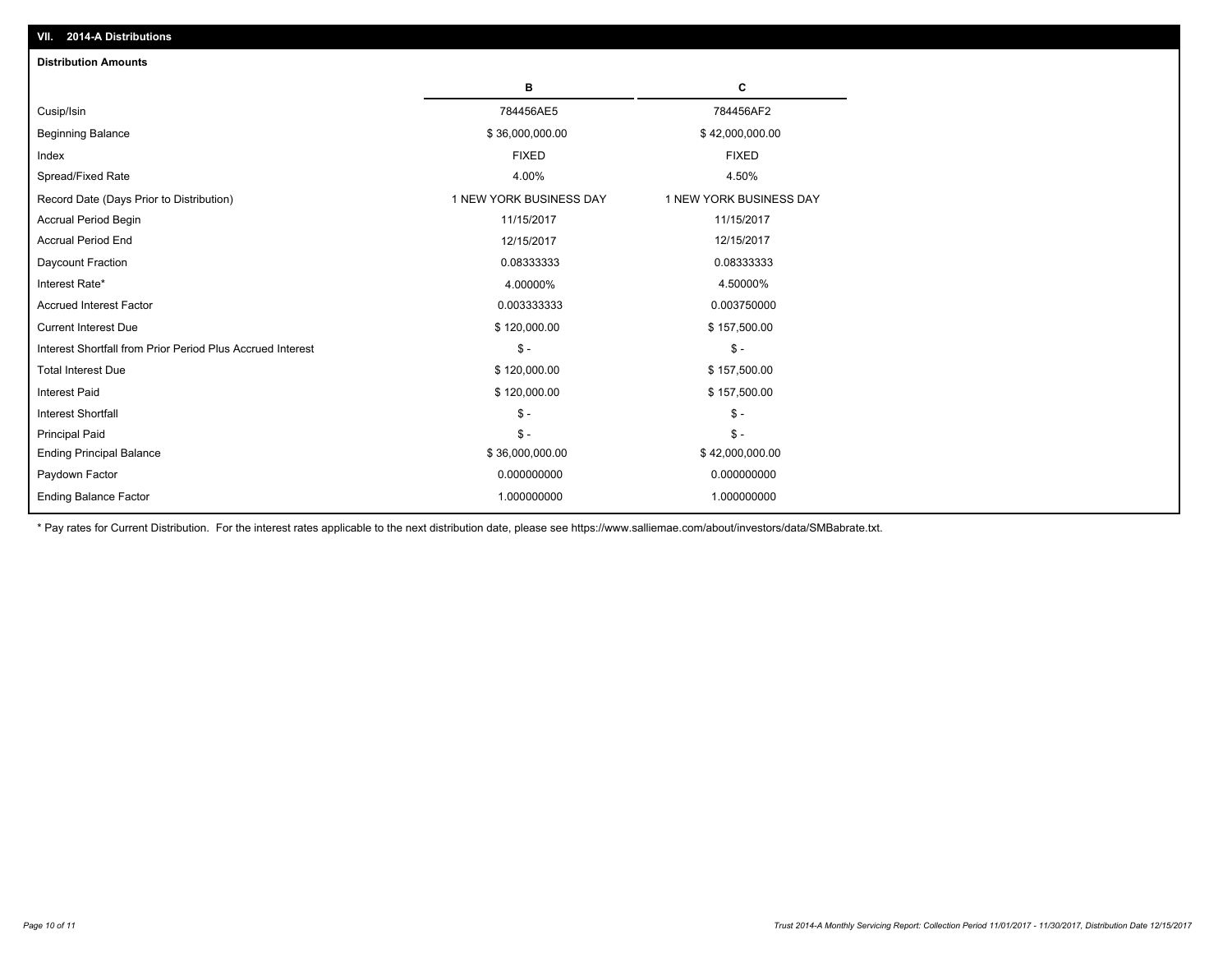## VII. 2014-A Distributions

### Distribution Amounts

| | B | C |
|---|---|---|
| Cusip/Isin | 784456AE5 | 784456AF2 |
| Beginning Balance | $ 36,000,000.00 | $ 42,000,000.00 |
| Index | FIXED | FIXED |
| Spread/Fixed Rate | 4.00% | 4.50% |
| Record Date (Days Prior to Distribution) | 1 NEW YORK BUSINESS DAY | 1 NEW YORK BUSINESS DAY |
| Accrual Period Begin | 11/15/2017 | 11/15/2017 |
| Accrual Period End | 12/15/2017 | 12/15/2017 |
| Daycount Fraction | 0.08333333 | 0.08333333 |
| Interest Rate* | 4.00000% | 4.50000% |
| Accrued Interest Factor | 0.003333333 | 0.003750000 |
| Current Interest Due | $ 120,000.00 | $ 157,500.00 |
| Interest Shortfall from Prior Period Plus Accrued Interest | $ - | $ - |
| Total Interest Due | $ 120,000.00 | $ 157,500.00 |
| Interest Paid | $ 120,000.00 | $ 157,500.00 |
| Interest Shortfall | $ - | $ - |
| Principal Paid | $ - | $ - |
| Ending Principal Balance | $ 36,000,000.00 | $ 42,000,000.00 |
| Paydown Factor | 0.000000000 | 0.000000000 |
| Ending Balance Factor | 1.000000000 | 1.000000000 |

* Pay rates for Current Distribution. For the interest rates applicable to the next distribution date, please see https://www.salliemae.com/about/investors/data/SMBabrate.txt.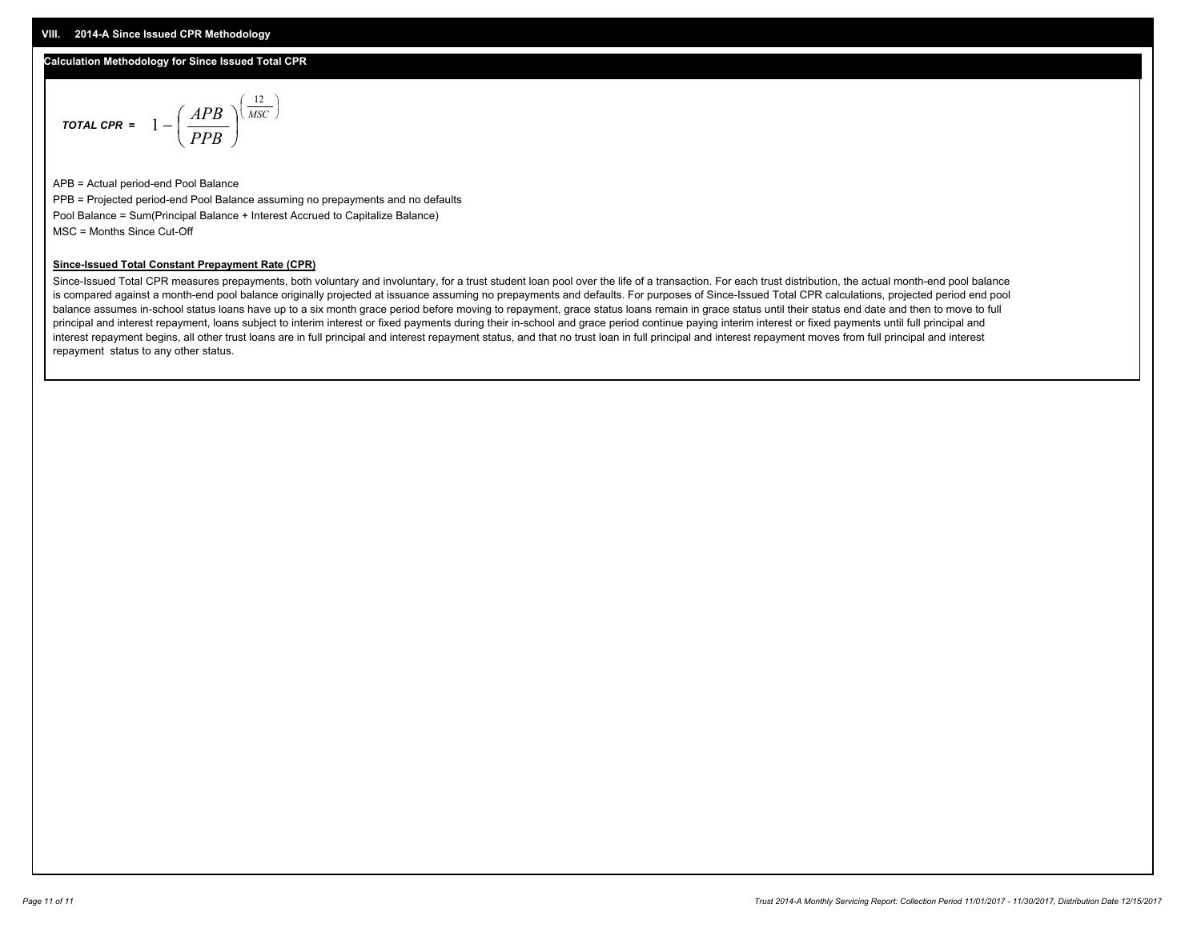## VIII. 2014-A Since Issued CPR Methodology

### Calculation Methodology for Since Issued Total CPR

$$\textbf{TOTAL CPR} = 1 - \left(\frac{APB}{PPB}\right)^{\left(\frac{12}{MSC}\right)}$$

APB = Actual period-end Pool Balance

PPB = Projected period-end Pool Balance assuming no prepayments and no defaults

Pool Balance = Sum(Principal Balance + Interest Accrued to Capitalize Balance)

MSC = Months Since Cut-Off

**Since-Issued Total Constant Prepayment Rate (CPR)**

Since-Issued Total CPR measures prepayments, both voluntary and involuntary, for a trust student loan pool over the life of a transaction. For each trust distribution, the actual month-end pool balance is compared against a month-end pool balance originally projected at issuance assuming no prepayments and defaults. For purposes of Since-Issued Total CPR calculations, projected period end pool balance assumes in-school status loans have up to a six month grace period before moving to repayment, grace status loans remain in grace status until their status end date and then to move to full principal and interest repayment, loans subject to interim interest or fixed payments during their in-school and grace period continue paying interim interest or fixed payments until full principal and interest repayment begins, all other trust loans are in full principal and interest repayment status, and that no trust loan in full principal and interest repayment moves from full principal and interest repayment status to any other status.